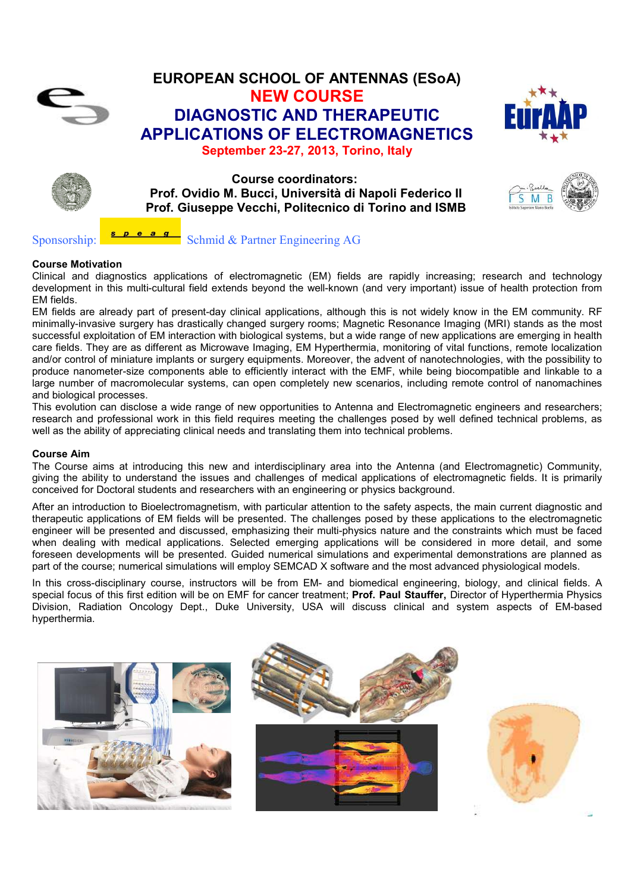# EUROPEAN SCHOOL OF ANTENNAS (ESoA)

## NEW COURSE

## DIAGNOSTIC AND THERAPEUTIC APPLICATIONS OF ELECTROMAGNETICS

**September 23-27, 2013, Torino, Italy**

**Course coordinators:**
**Prof. Ovidio M. Bucci, Università di Napoli Federico II**
**Prof. Giuseppe Vecchi, Politecnico di Torino and ISMB**

Sponsorship: speag Schmid & Partner Engineering AG

### Course Motivation

Clinical and diagnostics applications of electromagnetic (EM) fields are rapidly increasing; research and technology development in this multi-cultural field extends beyond the well-known (and very important) issue of health protection from EM fields.

EM fields are already part of present-day clinical applications, although this is not widely know in the EM community. RF minimally-invasive surgery has drastically changed surgery rooms; Magnetic Resonance Imaging (MRI) stands as the most successful exploitation of EM interaction with biological systems, but a wide range of new applications are emerging in health care fields. They are as different as Microwave Imaging, EM Hyperthermia, monitoring of vital functions, remote localization and/or control of miniature implants or surgery equipments. Moreover, the advent of nanotechnologies, with the possibility to produce nanometer-size components able to efficiently interact with the EMF, while being biocompatible and linkable to a large number of macromolecular systems, can open completely new scenarios, including remote control of nanomachines and biological processes.

This evolution can disclose a wide range of new opportunities to Antenna and Electromagnetic engineers and researchers; research and professional work in this field requires meeting the challenges posed by well defined technical problems, as well as the ability of appreciating clinical needs and translating them into technical problems.

### Course Aim

The Course aims at introducing this new and interdisciplinary area into the Antenna (and Electromagnetic) Community, giving the ability to understand the issues and challenges of medical applications of electromagnetic fields. It is primarily conceived for Doctoral students and researchers with an engineering or physics background.

After an introduction to Bioelectromagnetism, with particular attention to the safety aspects, the main current diagnostic and therapeutic applications of EM fields will be presented. The challenges posed by these applications to the electromagnetic engineer will be presented and discussed, emphasizing their multi-physics nature and the constraints which must be faced when dealing with medical applications. Selected emerging applications will be considered in more detail, and some foreseen developments will be presented. Guided numerical simulations and experimental demonstrations are planned as part of the course; numerical simulations will employ SEMCAD X software and the most advanced physiological models.

In this cross-disciplinary course, instructors will be from EM- and biomedical engineering, biology, and clinical fields. A special focus of this first edition will be on EMF for cancer treatment; **Prof. Paul Stauffer,** Director of Hyperthermia Physics Division, Radiation Oncology Dept., Duke University, USA will discuss clinical and system aspects of EM-based hyperthermia.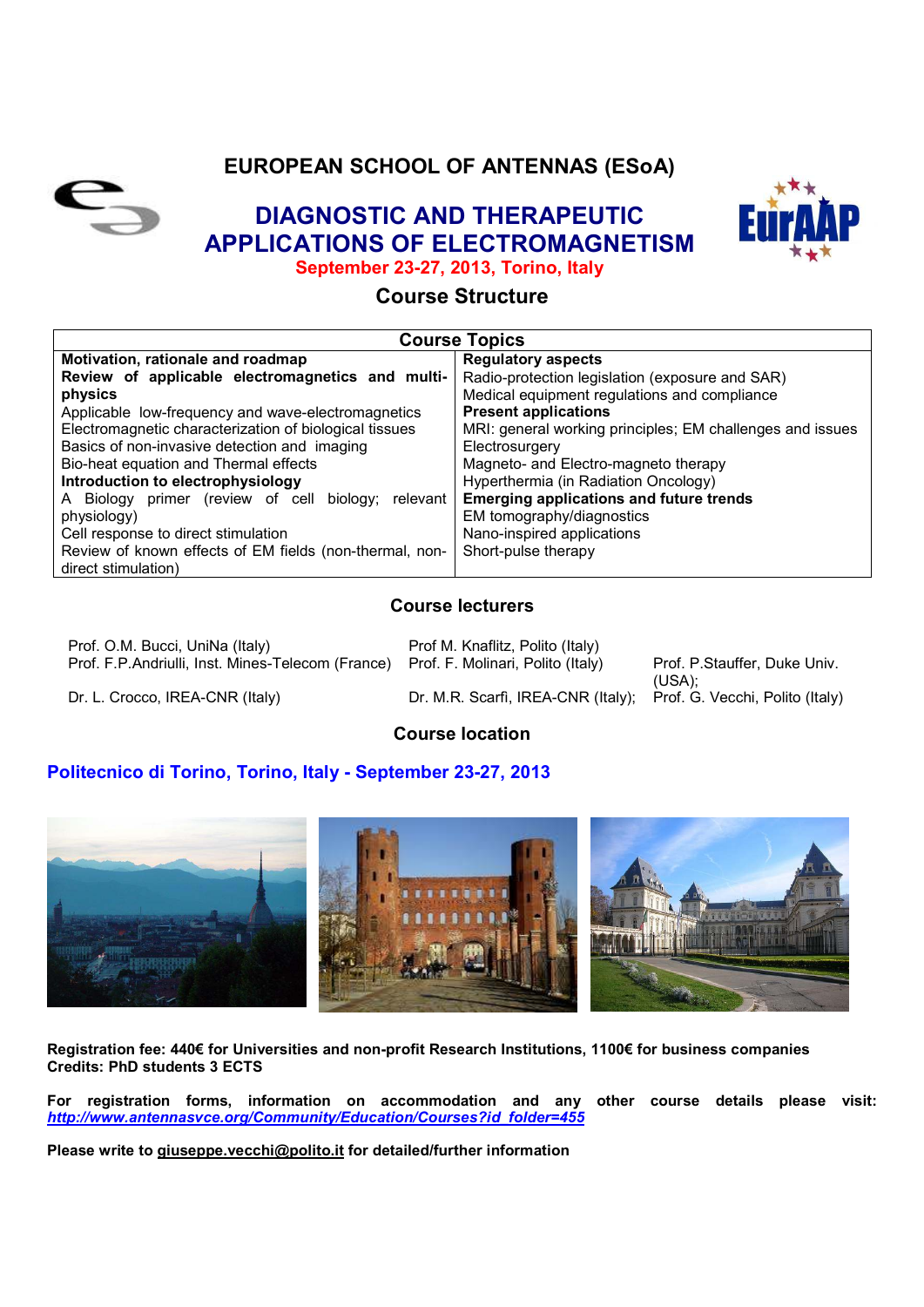# EUROPEAN SCHOOL OF ANTENNAS (ESoA)

## DIAGNOSTIC AND THERAPEUTIC APPLICATIONS OF ELECTROMAGNETISM

**September 23-27, 2013, Torino, Italy**

### Course Structure

| Course Topics | |
|---|---|
| **Motivation, rationale and roadmap** | **Regulatory aspects** |
| **Review of applicable electromagnetics and multi-physics** | Radio-protection legislation (exposure and SAR) |
| Applicable low-frequency and wave-electromagnetics | Medical equipment regulations and compliance |
| Electromagnetic characterization of biological tissues | **Present applications** |
| Basics of non-invasive detection and imaging | MRI: general working principles; EM challenges and issues |
| Bio-heat equation and Thermal effects | Electrosurgery |
| **Introduction to electrophysiology** | Magneto- and Electro-magneto therapy |
| A Biology primer (review of cell biology; relevant physiology) | Hyperthermia (in Radiation Oncology) |
| Cell response to direct stimulation | **Emerging applications and future trends** |
| Review of known effects of EM fields (non-thermal, non-direct stimulation) | EM tomography/diagnostics |
| | Nano-inspired applications |
| | Short-pulse therapy |

### Course lecturers

Prof. O.M. Bucci, UniNa (Italy)
Prof. F.P.Andriulli, Inst. Mines-Telecom (France)
Dr. L. Crocco, IREA-CNR (Italy)
Prof M. Knaflitz, Polito (Italy)
Prof. F. Molinari, Polito (Italy)
Dr. M.R. Scarfì, IREA-CNR (Italy);
Prof. P.Stauffer, Duke Univ. (USA);
Prof. G. Vecchi, Polito (Italy)

### Course location

**Politecnico di Torino, Torino, Italy - September 23-27, 2013**

**Registration fee: 440€ for Universities and non-profit Research Institutions, 1100€ for business companies**
**Credits: PhD students 3 ECTS**

**For registration forms, information on accommodation and any other course details please visit:** ***http://www.antennasvce.org/Community/Education/Courses?id_folder=455***

**Please write to giuseppe.vecchi@polito.it for detailed/further information**